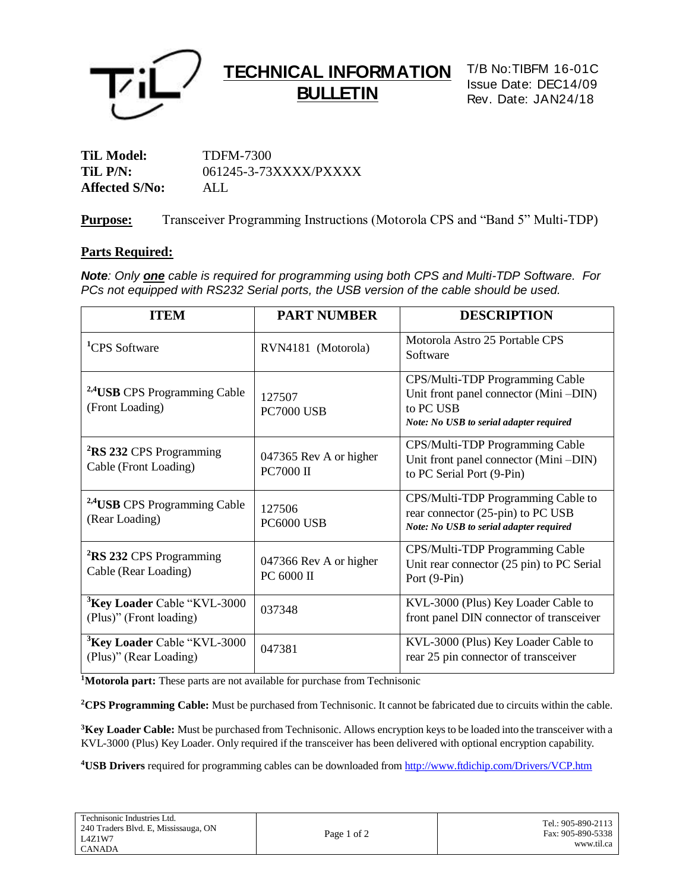# TECHNICAL INFORMATION BULLETIN

T/B No:TIBFM 16-01C
Issue Date: DEC14/09
Rev. Date: JAN24/18

**TiL Model:** TDFM-7300
**TiL P/N:** 061245-3-73XXXX/PXXXX
**Affected S/No:** ALL

**Purpose:** Transceiver Programming Instructions (Motorola CPS and "Band 5" Multi-TDP)

## Parts Required:

***Note**: Only **one** cable is required for programming using both CPS and Multi-TDP Software. For PCs not equipped with RS232 Serial ports, the USB version of the cable should be used.*

| ITEM | PART NUMBER | DESCRIPTION |
|---|---|---|
| [1]CPS Software | RVN4181 (Motorola) | Motorola Astro 25 Portable CPS Software |
| [2,4]**USB** CPS Programming Cable (Front Loading) | 127507<br>PC7000 USB | CPS/Multi-TDP Programming Cable Unit front panel connector (Mini –DIN) to PC USB<br>***Note: No USB to serial adapter required*** |
| [2]**RS 232** CPS Programming Cable (Front Loading) | 047365 Rev A or higher<br>PC7000 II | CPS/Multi-TDP Programming Cable Unit front panel connector (Mini –DIN) to PC Serial Port (9-Pin) |
| [2,4]**USB** CPS Programming Cable (Rear Loading) | 127506<br>PC6000 USB | CPS/Multi-TDP Programming Cable to rear connector (25-pin) to PC USB<br>***Note: No USB to serial adapter required*** |
| [2]**RS 232** CPS Programming Cable (Rear Loading) | 047366 Rev A or higher<br>PC 6000 II | CPS/Multi-TDP Programming Cable Unit rear connector (25 pin) to PC Serial Port (9-Pin) |
| [3]**Key Loader** Cable "KVL-3000 (Plus)" (Front loading) | 037348 | KVL-3000 (Plus) Key Loader Cable to front panel DIN connector of transceiver |
| [3]**Key Loader** Cable "KVL-3000 (Plus)" (Rear Loading) | 047381 | KVL-3000 (Plus) Key Loader Cable to rear 25 pin connector of transceiver |

[1]**Motorola part:** These parts are not available for purchase from Technisonic

[2]**CPS Programming Cable:** Must be purchased from Technisonic. It cannot be fabricated due to circuits within the cable.

[3]**Key Loader Cable:** Must be purchased from Technisonic. Allows encryption keys to be loaded into the transceiver with a KVL-3000 (Plus) Key Loader. Only required if the transceiver has been delivered with optional encryption capability.

[4]**USB Drivers** required for programming cables can be downloaded from http://www.ftdichip.com/Drivers/VCP.htm

Technisonic Industries Ltd.
240 Traders Blvd. E, Mississauga, ON
L4Z1W7
CANADA

Tel.: 905-890-2113
Fax: 905-890-5338
www.til.ca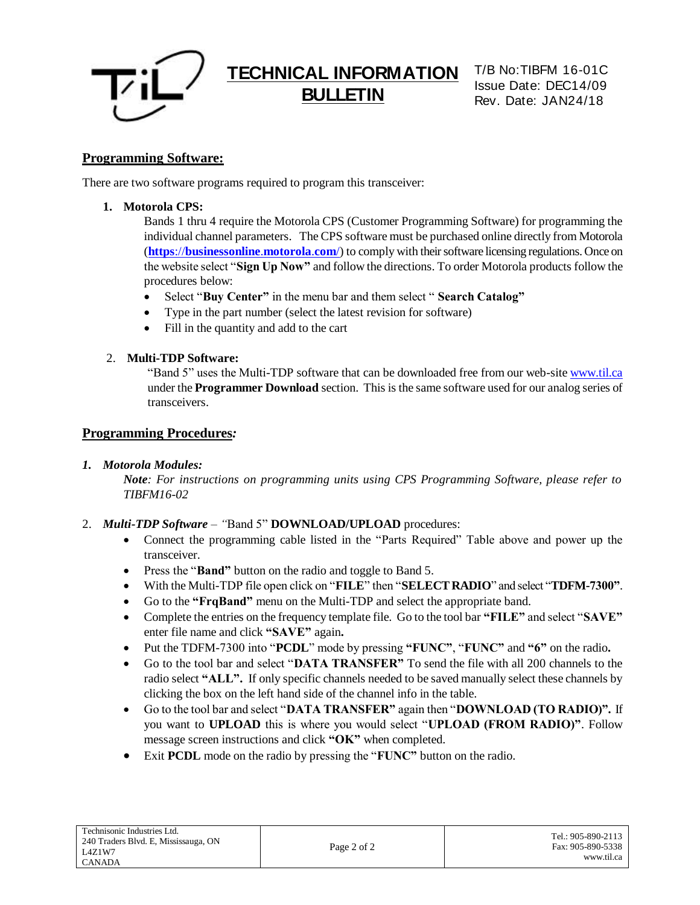# TECHNICAL INFORMATION BULLETIN

T/B No:TIBFM 16-01C
Issue Date: DEC14/09
Rev. Date: JAN24/18

## Programming Software:

There are two software programs required to program this transceiver:

1. **Motorola CPS:**

   Bands 1 thru 4 require the Motorola CPS (Customer Programming Software) for programming the individual channel parameters. The CPS software must be purchased online directly from Motorola (**https://businessonline.motorola.com/**) to comply with their software licensing regulations. Once on the website select "**Sign Up Now"** and follow the directions. To order Motorola products follow the procedures below:

   - Select "**Buy Center"** in the menu bar and them select " **Search Catalog"**
   - Type in the part number (select the latest revision for software)
   - Fill in the quantity and add to the cart

2. **Multi-TDP Software:**

   "Band 5" uses the Multi-TDP software that can be downloaded free from our web-site www.til.ca under the **Programmer Download** section. This is the same software used for our analog series of transceivers.

## Programming Procedures*:*

1. ***Motorola Modules:***

   ***Note****: For instructions on programming units using CPS Programming Software, please refer to TIBFM16-02*

2. ***Multi-TDP Software*** – *"*Band 5" **DOWNLOAD/UPLOAD** procedures:
   - Connect the programming cable listed in the "Parts Required" Table above and power up the transceiver.
   - Press the "**Band"** button on the radio and toggle to Band 5.
   - With the Multi-TDP file open click on "**FILE**" then "**SELECT RADIO**" and select "**TDFM-7300"**.
   - Go to the **"FrqBand"** menu on the Multi-TDP and select the appropriate band.
   - Complete the entries on the frequency template file. Go to the tool bar **"FILE"** and select "**SAVE"** enter file name and click **"SAVE"** again**.**
   - Put the TDFM-7300 into "**PCDL**" mode by pressing **"FUNC"**, "**FUNC"** and **"6"** on the radio**.**
   - Go to the tool bar and select "**DATA TRANSFER"** To send the file with all 200 channels to the radio select **"ALL".** If only specific channels needed to be saved manually select these channels by clicking the box on the left hand side of the channel info in the table.
   - Go to the tool bar and select "**DATA TRANSFER"** again then "**DOWNLOAD (TO RADIO)".** If you want to **UPLOAD** this is where you would select "**UPLOAD (FROM RADIO)"**. Follow message screen instructions and click **"OK"** when completed.
   - Exit **PCDL** mode on the radio by pressing the "**FUNC"** button on the radio.

| | | |
|---|---|---|
| Technisonic Industries Ltd.<br>240 Traders Blvd. E, Mississauga, ON<br>L4Z1W7<br>CANADA | | Tel.: 905-890-2113<br>Fax: 905-890-5338<br>www.til.ca |